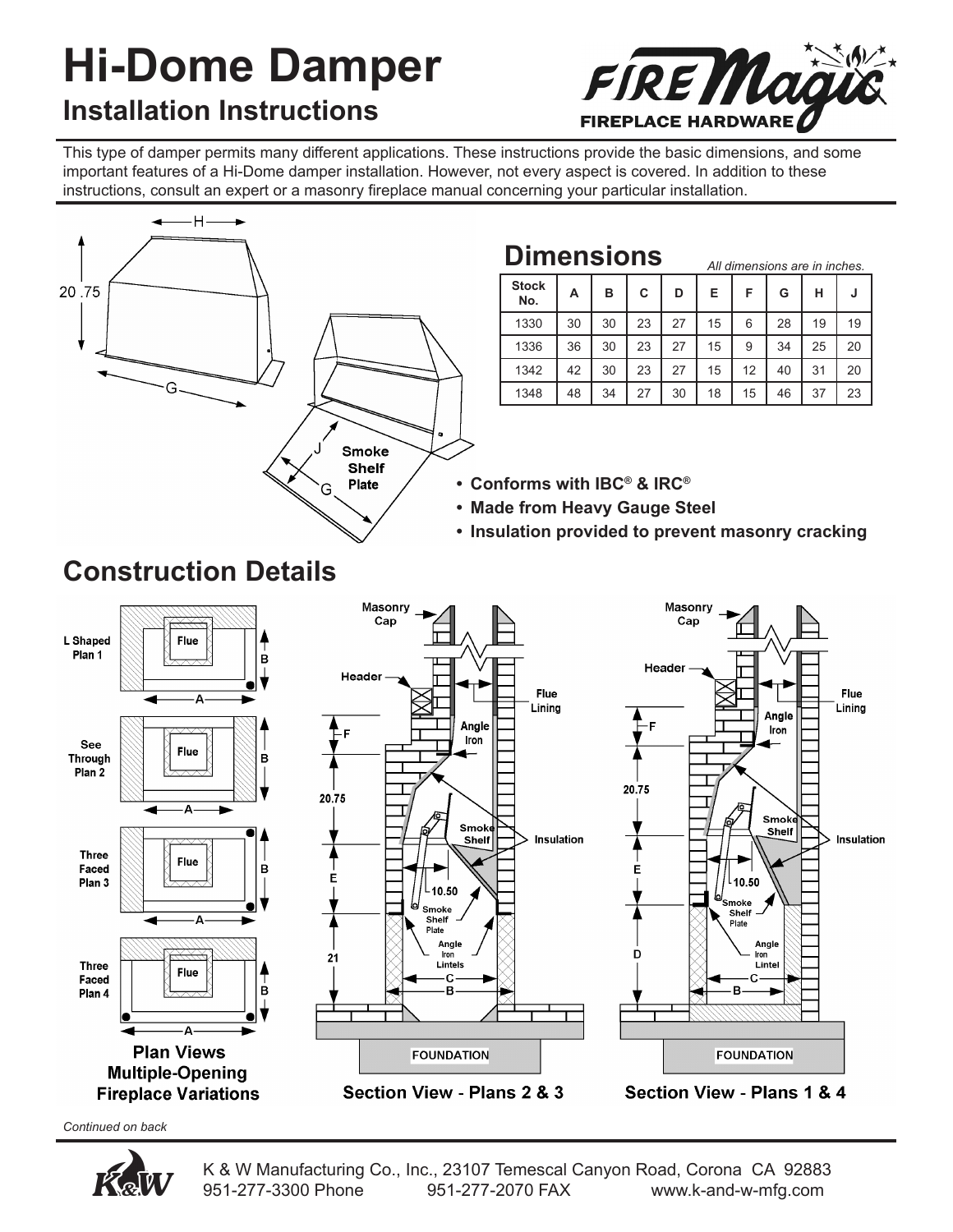# Hi-Dome Damper

## Installation Instructions

FIRE Magic FIREPLACE HARDWARE

This type of damper permits many different applications. These instructions provide the basic dimensions, and some important features of a Hi-Dome damper installation. However, not every aspect is covered. In addition to these instructions, consult an expert or a masonry fireplace manual concerning your particular installation.

## Dimensions

*All dimensions are in inches.*

| Stock No. | A | B | C | D | E | F | G | H | J |
|---|---|---|---|---|---|---|---|---|---|
| 1330 | 30 | 30 | 23 | 27 | 15 | 6 | 28 | 19 | 19 |
| 1336 | 36 | 30 | 23 | 27 | 15 | 9 | 34 | 25 | 20 |
| 1342 | 42 | 30 | 23 | 27 | 15 | 12 | 40 | 31 | 20 |
| 1348 | 48 | 34 | 27 | 30 | 18 | 15 | 46 | 37 | 23 |

- **Conforms with IBC® & IRC®**
- **Made from Heavy Gauge Steel**
- **Insulation provided to prevent masonry cracking**

## Construction Details

**Plan Views Multiple-Opening Fireplace Variations**

**Section View - Plans 2 & 3**

**Section View - Plans 1 & 4**

*Continued on back*

K & W Manufacturing Co., Inc., 23107 Temescal Canyon Road, Corona CA 92883
951-277-3300 Phone 951-277-2070 FAX www.k-and-w-mfg.com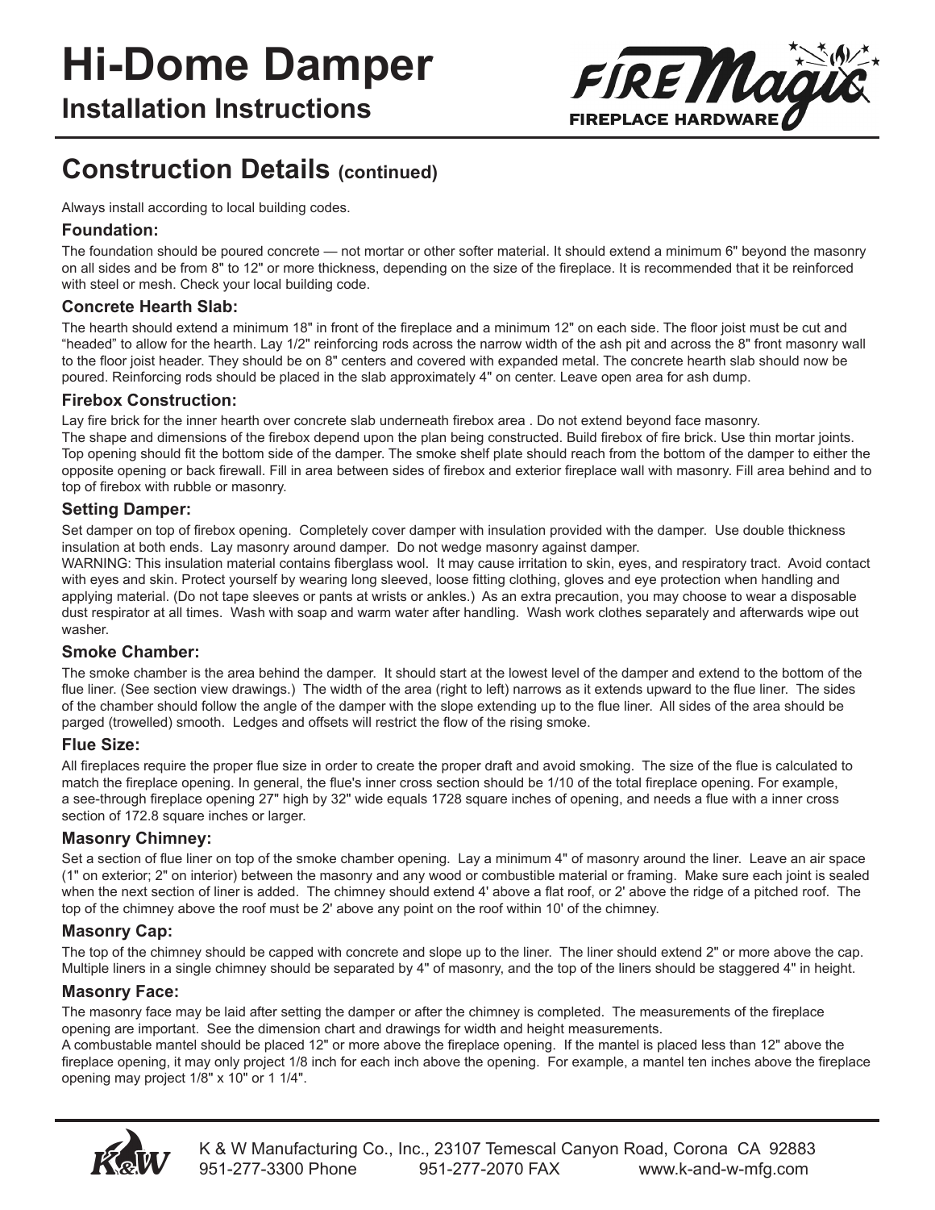# Hi-Dome Damper

**Installation Instructions**

FIRE Magic FIREPLACE HARDWARE

## Construction Details (continued)

Always install according to local building codes.

### Foundation:

The foundation should be poured concrete — not mortar or other softer material. It should extend a minimum 6" beyond the masonry on all sides and be from 8" to 12" or more thickness, depending on the size of the fireplace. It is recommended that it be reinforced with steel or mesh. Check your local building code.

### Concrete Hearth Slab:

The hearth should extend a minimum 18" in front of the fireplace and a minimum 12" on each side. The floor joist must be cut and "headed" to allow for the hearth. Lay 1/2" reinforcing rods across the narrow width of the ash pit and across the 8" front masonry wall to the floor joist header. They should be on 8" centers and covered with expanded metal. The concrete hearth slab should now be poured. Reinforcing rods should be placed in the slab approximately 4" on center. Leave open area for ash dump.

### Firebox Construction:

Lay fire brick for the inner hearth over concrete slab underneath firebox area . Do not extend beyond face masonry.
The shape and dimensions of the firebox depend upon the plan being constructed. Build firebox of fire brick. Use thin mortar joints. Top opening should fit the bottom side of the damper. The smoke shelf plate should reach from the bottom of the damper to either the opposite opening or back firewall. Fill in area between sides of firebox and exterior fireplace wall with masonry. Fill area behind and to top of firebox with rubble or masonry.

### Setting Damper:

Set damper on top of firebox opening. Completely cover damper with insulation provided with the damper. Use double thickness insulation at both ends. Lay masonry around damper. Do not wedge masonry against damper.
WARNING: This insulation material contains fiberglass wool. It may cause irritation to skin, eyes, and respiratory tract. Avoid contact with eyes and skin. Protect yourself by wearing long sleeved, loose fitting clothing, gloves and eye protection when handling and applying material. (Do not tape sleeves or pants at wrists or ankles.) As an extra precaution, you may choose to wear a disposable dust respirator at all times. Wash with soap and warm water after handling. Wash work clothes separately and afterwards wipe out washer.

### Smoke Chamber:

The smoke chamber is the area behind the damper. It should start at the lowest level of the damper and extend to the bottom of the flue liner. (See section view drawings.) The width of the area (right to left) narrows as it extends upward to the flue liner. The sides of the chamber should follow the angle of the damper with the slope extending up to the flue liner. All sides of the area should be parged (trowelled) smooth. Ledges and offsets will restrict the flow of the rising smoke.

### Flue Size:

All fireplaces require the proper flue size in order to create the proper draft and avoid smoking. The size of the flue is calculated to match the fireplace opening. In general, the flue's inner cross section should be 1/10 of the total fireplace opening. For example, a see-through fireplace opening 27" high by 32" wide equals 1728 square inches of opening, and needs a flue with a inner cross section of 172.8 square inches or larger.

### Masonry Chimney:

Set a section of flue liner on top of the smoke chamber opening. Lay a minimum 4" of masonry around the liner. Leave an air space (1" on exterior; 2" on interior) between the masonry and any wood or combustible material or framing. Make sure each joint is sealed when the next section of liner is added. The chimney should extend 4' above a flat roof, or 2' above the ridge of a pitched roof. The top of the chimney above the roof must be 2' above any point on the roof within 10' of the chimney.

### Masonry Cap:

The top of the chimney should be capped with concrete and slope up to the liner. The liner should extend 2" or more above the cap. Multiple liners in a single chimney should be separated by 4" of masonry, and the top of the liners should be staggered 4" in height.

### Masonry Face:

The masonry face may be laid after setting the damper or after the chimney is completed. The measurements of the fireplace opening are important. See the dimension chart and drawings for width and height measurements.
A combustable mantel should be placed 12" or more above the fireplace opening. If the mantel is placed less than 12" above the fireplace opening, it may only project 1/8 inch for each inch above the opening. For example, a mantel ten inches above the fireplace opening may project 1/8" x 10" or 1 1/4".

K & W Manufacturing Co., Inc., 23107 Temescal Canyon Road, Corona CA 92883
951-277-3300 Phone 951-277-2070 FAX www.k-and-w-mfg.com